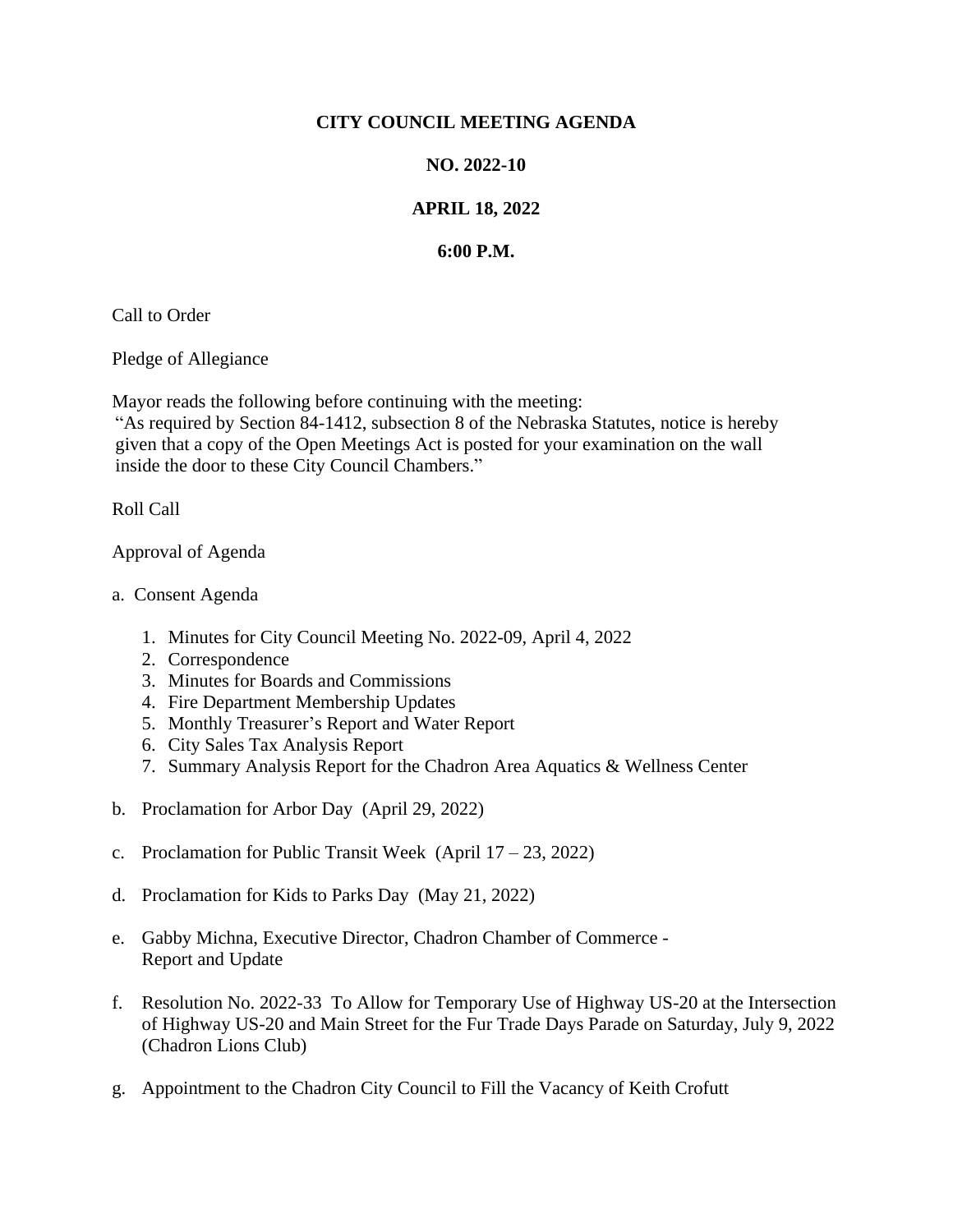# CITY COUNCIL MEETING AGENDA

## NO. 2022-10

## APRIL 18, 2022

## 6:00 P.M.

Call to Order

Pledge of Allegiance

Mayor reads the following before continuing with the meeting:
"As required by Section 84-1412, subsection 8 of the Nebraska Statutes, notice is hereby given that a copy of the Open Meetings Act is posted for your examination on the wall inside the door to these City Council Chambers."

Roll Call

Approval of Agenda

a. Consent Agenda

1. Minutes for City Council Meeting No. 2022-09, April 4, 2022
2. Correspondence
3. Minutes for Boards and Commissions
4. Fire Department Membership Updates
5. Monthly Treasurer's Report and Water Report
6. City Sales Tax Analysis Report
7. Summary Analysis Report for the Chadron Area Aquatics & Wellness Center

b. Proclamation for Arbor Day (April 29, 2022)

c. Proclamation for Public Transit Week (April 17 – 23, 2022)

d. Proclamation for Kids to Parks Day (May 21, 2022)

e. Gabby Michna, Executive Director, Chadron Chamber of Commerce - Report and Update

f. Resolution No. 2022-33 To Allow for Temporary Use of Highway US-20 at the Intersection of Highway US-20 and Main Street for the Fur Trade Days Parade on Saturday, July 9, 2022 (Chadron Lions Club)

g. Appointment to the Chadron City Council to Fill the Vacancy of Keith Crofutt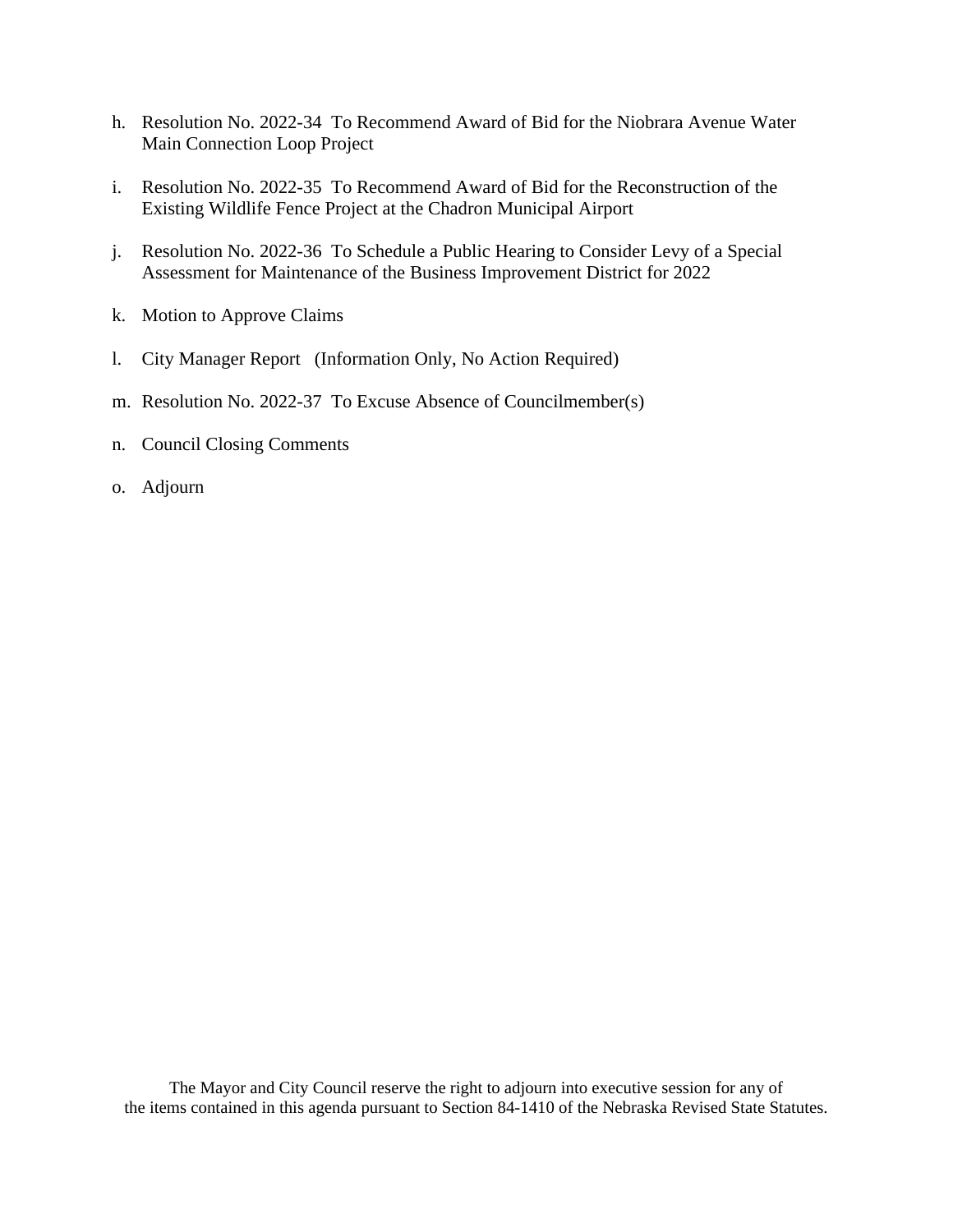h. Resolution No. 2022-34 To Recommend Award of Bid for the Niobrara Avenue Water Main Connection Loop Project

i. Resolution No. 2022-35 To Recommend Award of Bid for the Reconstruction of the Existing Wildlife Fence Project at the Chadron Municipal Airport

j. Resolution No. 2022-36 To Schedule a Public Hearing to Consider Levy of a Special Assessment for Maintenance of the Business Improvement District for 2022

k. Motion to Approve Claims

l. City Manager Report (Information Only, No Action Required)

m. Resolution No. 2022-37 To Excuse Absence of Councilmember(s)

n. Council Closing Comments

o. Adjourn

The Mayor and City Council reserve the right to adjourn into executive session for any of the items contained in this agenda pursuant to Section 84-1410 of the Nebraska Revised State Statutes.